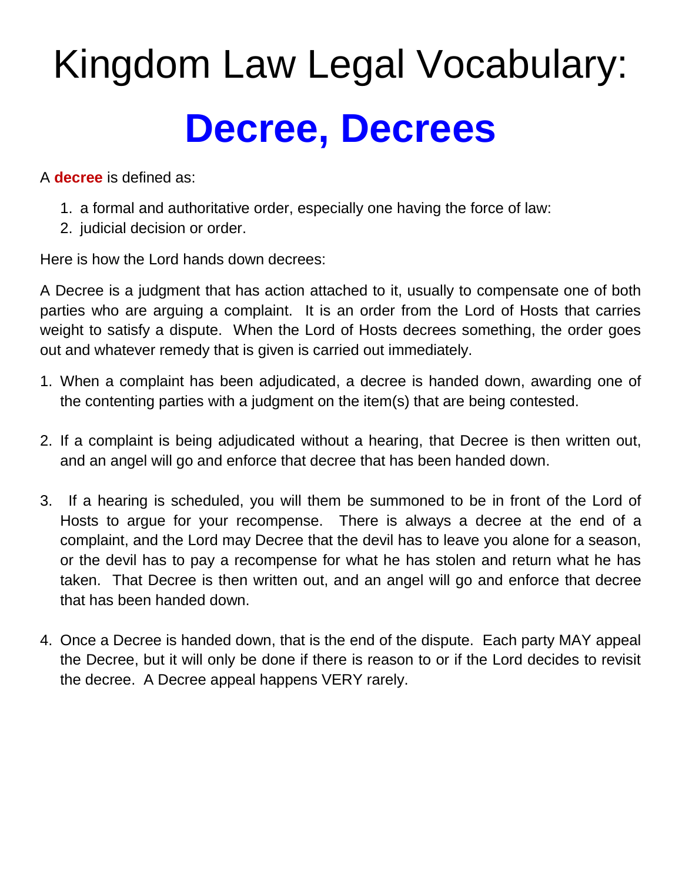# Kingdom Law Legal Vocabulary:

# **Decree, Decrees**

A **decree** is defined as:

1. a formal and authoritative order, especially one having the force of law:
2. judicial decision or order.

Here is how the Lord hands down decrees:

A Decree is a judgment that has action attached to it, usually to compensate one of both parties who are arguing a complaint. It is an order from the Lord of Hosts that carries weight to satisfy a dispute. When the Lord of Hosts decrees something, the order goes out and whatever remedy that is given is carried out immediately.

1. When a complaint has been adjudicated, a decree is handed down, awarding one of the contenting parties with a judgment on the item(s) that are being contested.

2. If a complaint is being adjudicated without a hearing, that Decree is then written out, and an angel will go and enforce that decree that has been handed down.

3. If a hearing is scheduled, you will them be summoned to be in front of the Lord of Hosts to argue for your recompense. There is always a decree at the end of a complaint, and the Lord may Decree that the devil has to leave you alone for a season, or the devil has to pay a recompense for what he has stolen and return what he has taken. That Decree is then written out, and an angel will go and enforce that decree that has been handed down.

4. Once a Decree is handed down, that is the end of the dispute. Each party MAY appeal the Decree, but it will only be done if there is reason to or if the Lord decides to revisit the decree. A Decree appeal happens VERY rarely.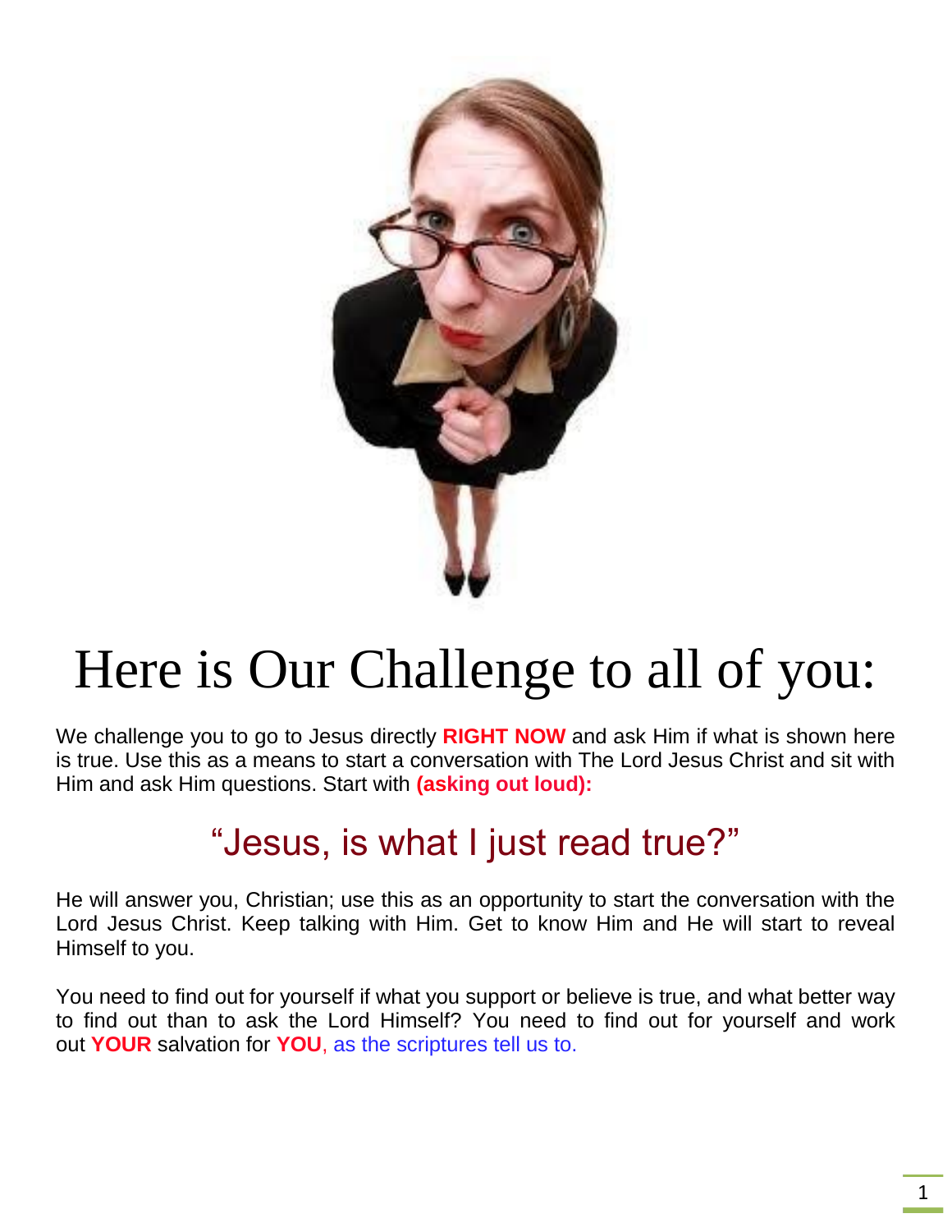# Here is Our Challenge to all of you:

We challenge you to go to Jesus directly **RIGHT NOW** and ask Him if what is shown here is true. Use this as a means to start a conversation with The Lord Jesus Christ and sit with Him and ask Him questions. Start with **(asking out loud):**

## "Jesus, is what I just read true?"

He will answer you, Christian; use this as an opportunity to start the conversation with the Lord Jesus Christ. Keep talking with Him. Get to know Him and He will start to reveal Himself to you.

You need to find out for yourself if what you support or believe is true, and what better way to find out than to ask the Lord Himself? You need to find out for yourself and work out **YOUR** salvation for **YOU**, as the scriptures tell us to.